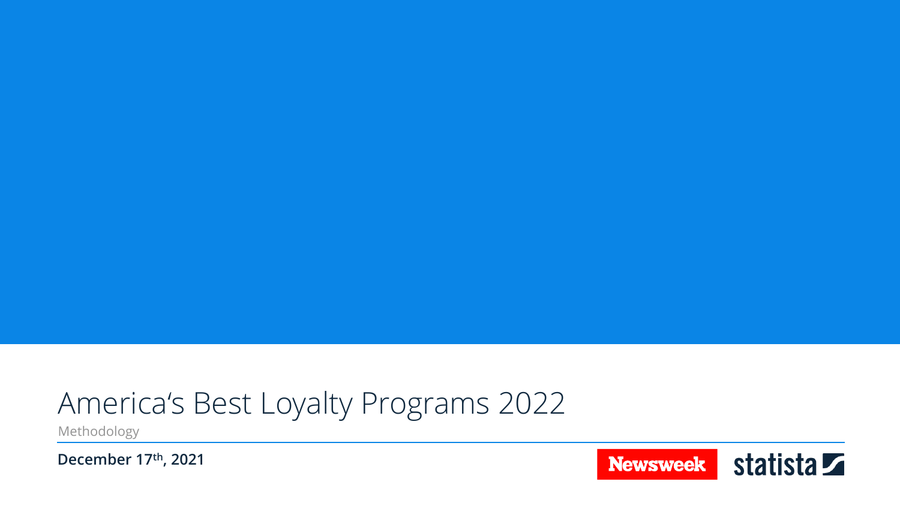# America‘s Best Loyalty Programs 2022

Methodology

**December 17th, 2021**

Newsweek statista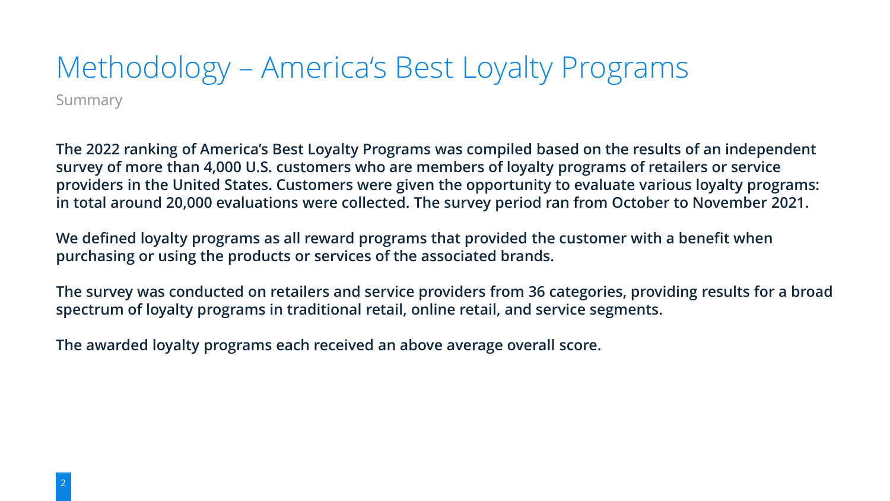# Methodology – America's Best Loyalty Programs

Summary

**The 2022 ranking of America's Best Loyalty Programs was compiled based on the results of an independent survey of more than 4,000 U.S. customers who are members of loyalty programs of retailers or service providers in the United States. Customers were given the opportunity to evaluate various loyalty programs: in total around 20,000 evaluations were collected. The survey period ran from October to November 2021.**

**We defined loyalty programs as all reward programs that provided the customer with a benefit when purchasing or using the products or services of the associated brands.**

**The survey was conducted on retailers and service providers from 36 categories, providing results for a broad spectrum of loyalty programs in traditional retail, online retail, and service segments.**

**The awarded loyalty programs each received an above average overall score.**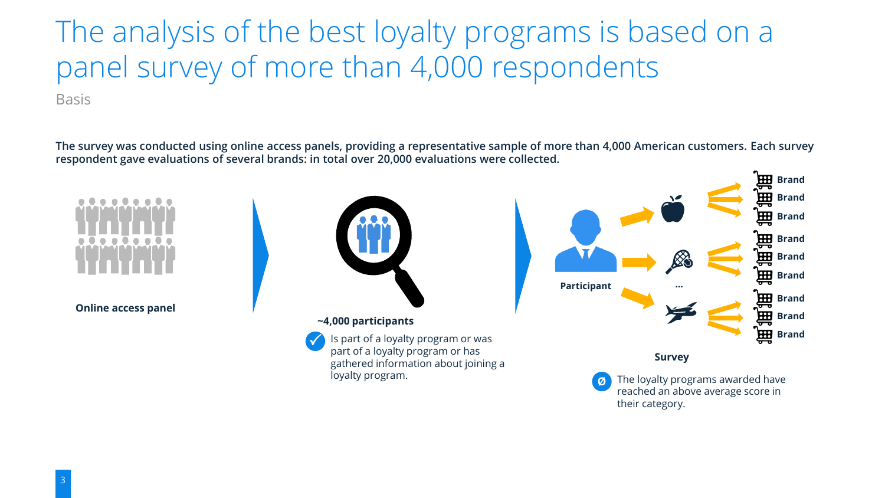# The analysis of the best loyalty programs is based on a panel survey of more than 4,000 respondents

Basis

**The survey was conducted using online access panels, providing a representative sample of more than 4,000 American customers. Each survey respondent gave evaluations of several brands: in total over 20,000 evaluations were collected.**

**Online access panel**

**~4,000 participants**

✓ Is part of a loyalty program or was part of a loyalty program or has gathered information about joining a loyalty program.

**Participant**

**...**

**Brand**
**Brand**
**Brand**
**Brand**
**Brand**
**Brand**
**Brand**
**Brand**
**Brand**

**Survey**

Ø The loyalty programs awarded have reached an above average score in their category.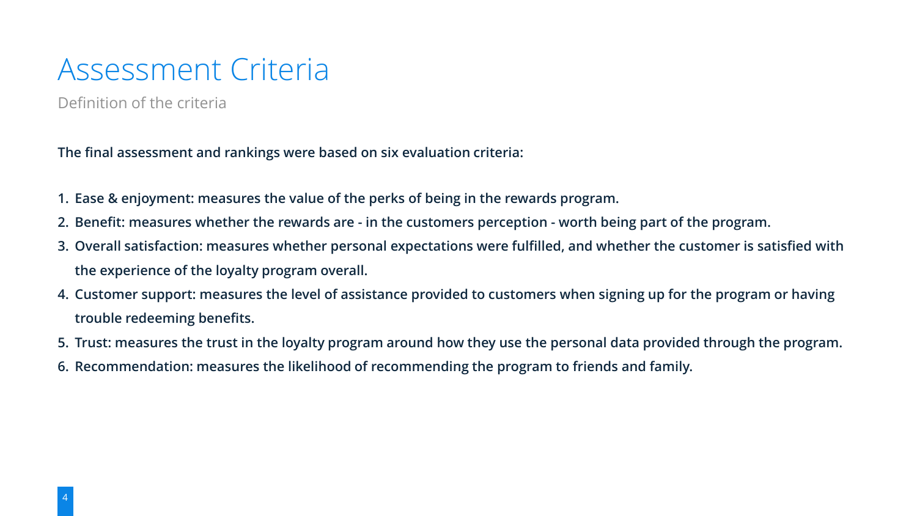# Assessment Criteria

Definition of the criteria

**The final assessment and rankings were based on six evaluation criteria:**

1. **Ease & enjoyment: measures the value of the perks of being in the rewards program.**
2. **Benefit: measures whether the rewards are - in the customers perception - worth being part of the program.**
3. **Overall satisfaction: measures whether personal expectations were fulfilled, and whether the customer is satisfied with the experience of the loyalty program overall.**
4. **Customer support: measures the level of assistance provided to customers when signing up for the program or having trouble redeeming benefits.**
5. **Trust: measures the trust in the loyalty program around how they use the personal data provided through the program.**
6. **Recommendation: measures the likelihood of recommending the program to friends and family.**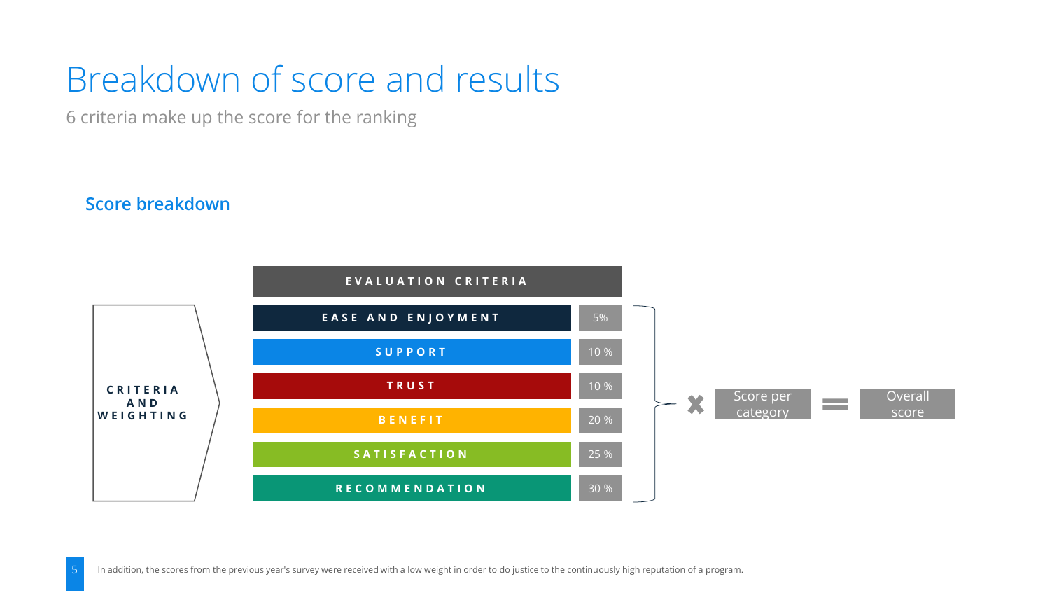# Breakdown of score and results

6 criteria make up the score for the ranking

## Score breakdown

**CRITERIA AND WEIGHTING**

| EVALUATION CRITERIA | |
|---|---|
| EASE AND ENJOYMENT | 5% |
| SUPPORT | 10 % |
| TRUST | 10 % |
| BENEFIT | 20 % |
| SATISFACTION | 25 % |
| RECOMMENDATION | 30 % |

× Score per category = Overall score

In addition, the scores from the previous year's survey were received with a low weight in order to do justice to the continuously high reputation of a program.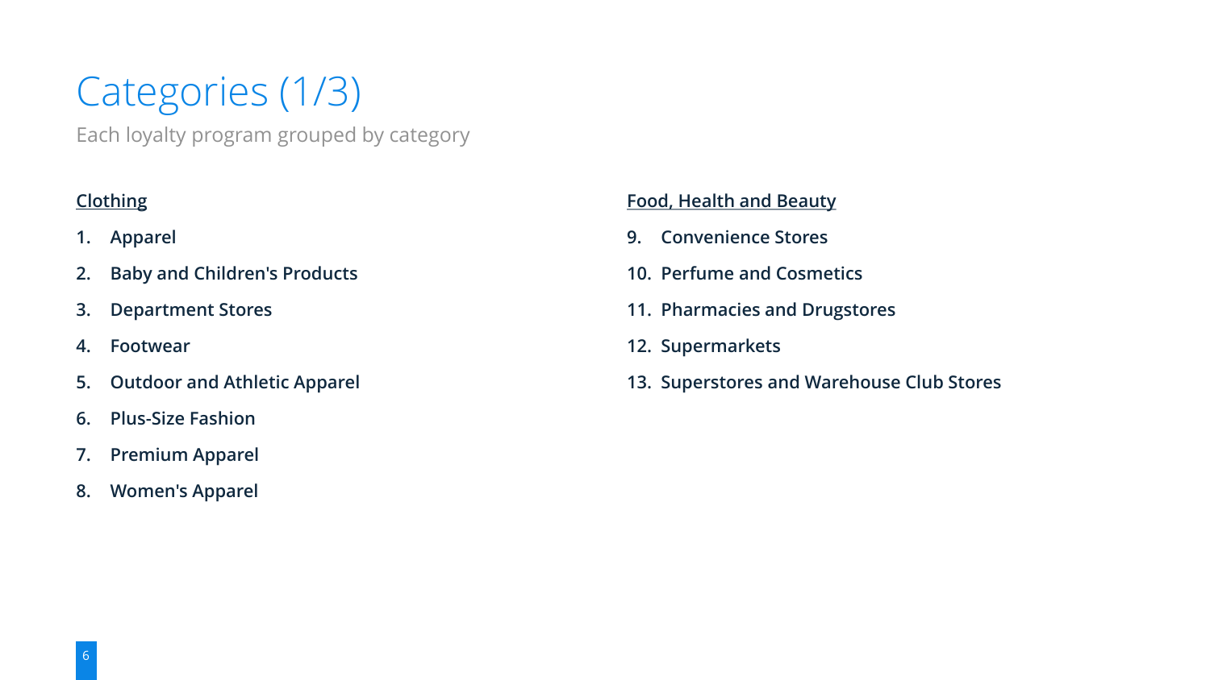# Categories (1/3)

Each loyalty program grouped by category

**Clothing**

1. Apparel
2. Baby and Children's Products
3. Department Stores
4. Footwear
5. Outdoor and Athletic Apparel
6. Plus-Size Fashion
7. Premium Apparel
8. Women's Apparel

**Food, Health and Beauty**

9. Convenience Stores
10. Perfume and Cosmetics
11. Pharmacies and Drugstores
12. Supermarkets
13. Superstores and Warehouse Club Stores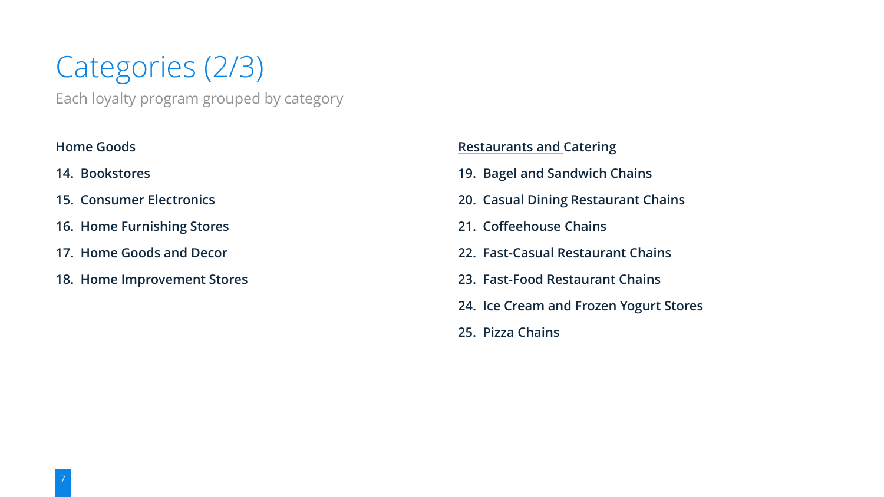# Categories (2/3)

Each loyalty program grouped by category

**Home Goods**

14. Bookstores
15. Consumer Electronics
16. Home Furnishing Stores
17. Home Goods and Decor
18. Home Improvement Stores

**Restaurants and Catering**

19. Bagel and Sandwich Chains
20. Casual Dining Restaurant Chains
21. Coffeehouse Chains
22. Fast-Casual Restaurant Chains
23. Fast-Food Restaurant Chains
24. Ice Cream and Frozen Yogurt Stores
25. Pizza Chains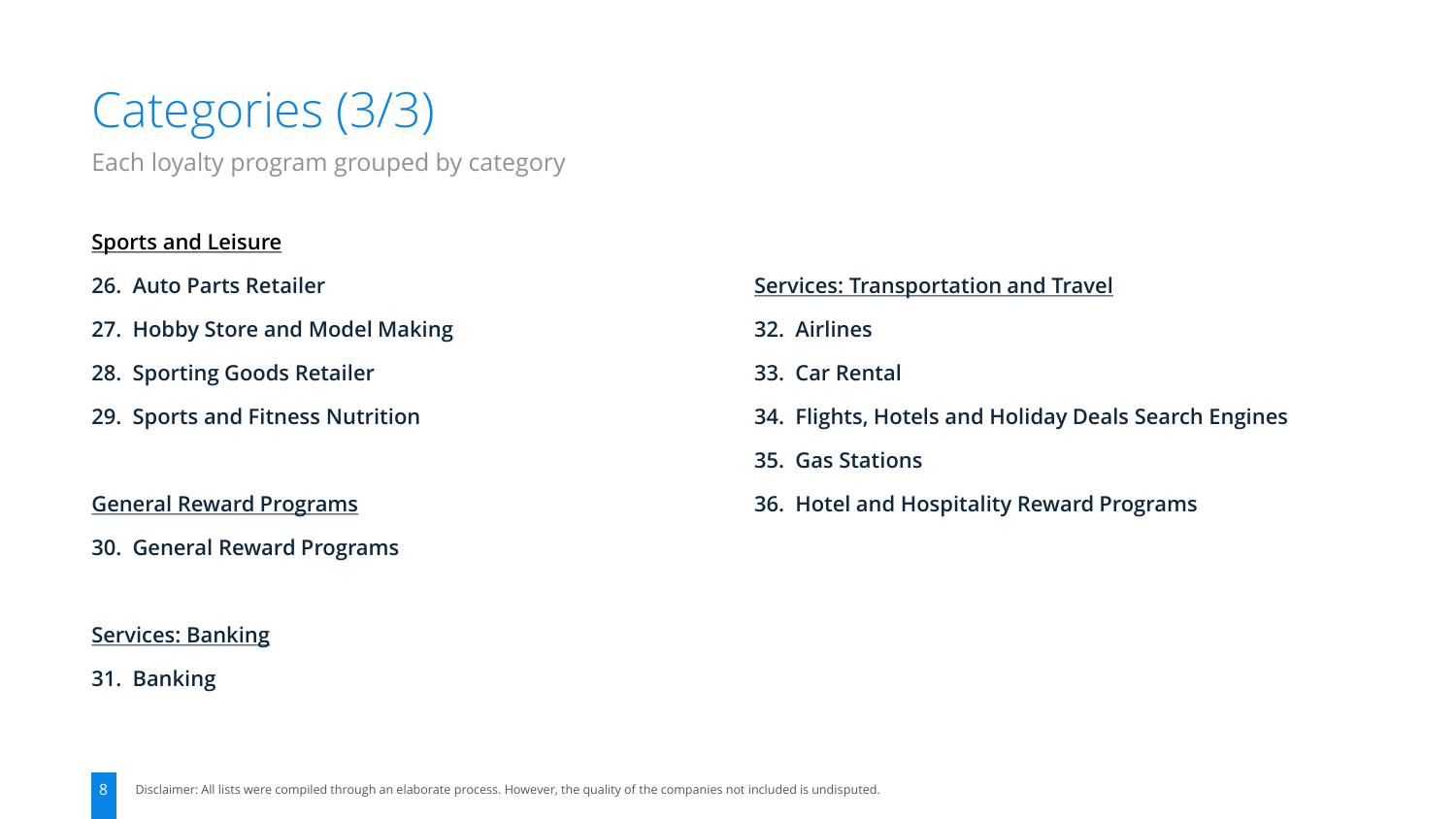# Categories (3/3)

Each loyalty program grouped by category

**Sports and Leisure**

**26. Auto Parts Retailer**

**27. Hobby Store and Model Making**

**28. Sporting Goods Retailer**

**29. Sports and Fitness Nutrition**

**General Reward Programs**

**30. General Reward Programs**

**Services: Banking**

**31. Banking**

**Services: Transportation and Travel**

**32. Airlines**

**33. Car Rental**

**34. Flights, Hotels and Holiday Deals Search Engines**

**35. Gas Stations**

**36. Hotel and Hospitality Reward Programs**

Disclaimer: All lists were compiled through an elaborate process. However, the quality of the companies not included is undisputed.